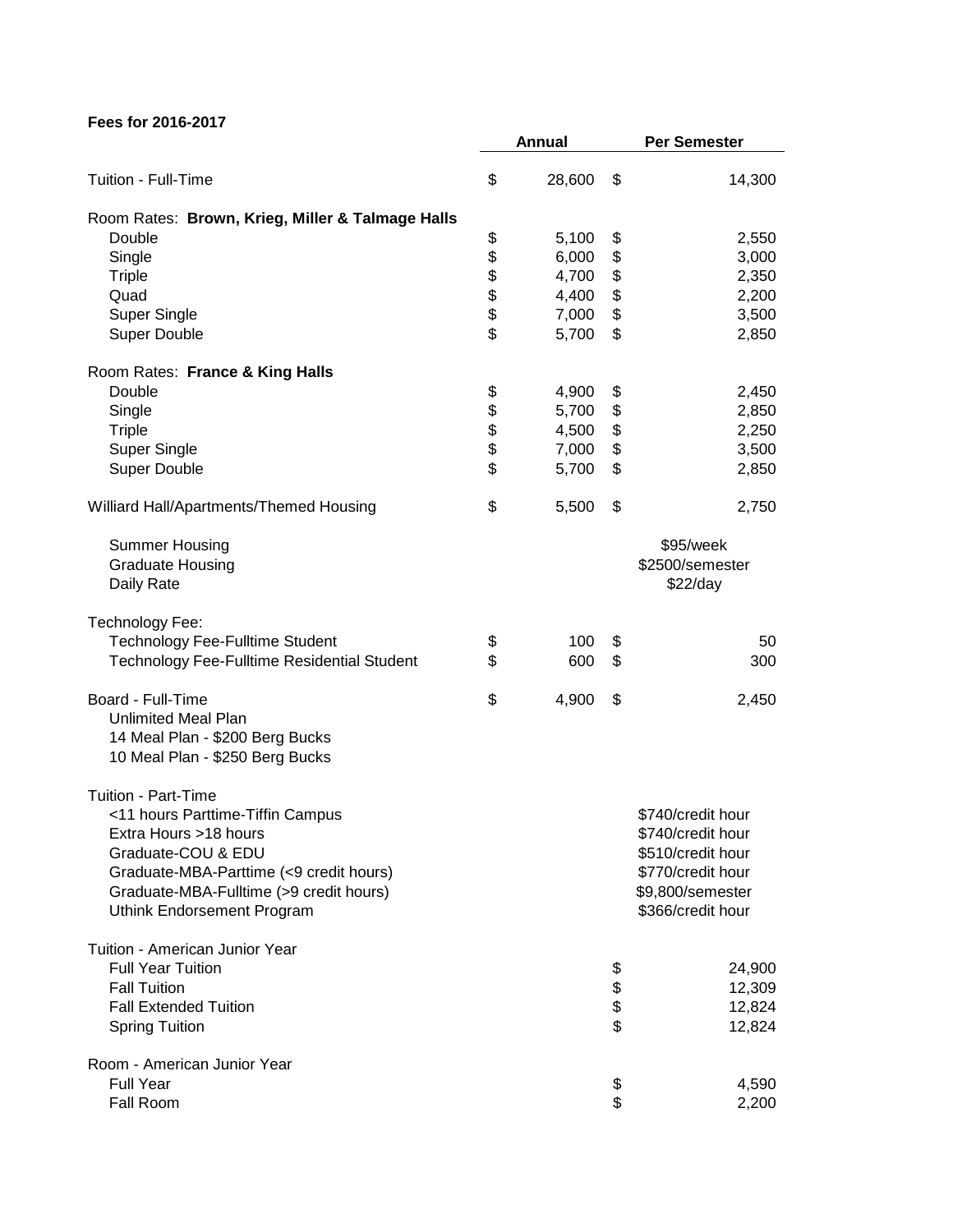**Fees for 2016-2017**

| | Annual | Per Semester |
|---|---|---|
| Tuition - Full-Time | $ 28,600 | $ 14,300 |
| | | |
| Room Rates: **Brown, Krieg, Miller & Talmage Halls** | | |
| Double | $ 5,100 | $ 2,550 |
| Single | $ 6,000 | $ 3,000 |
| Triple | $ 4,700 | $ 2,350 |
| Quad | $ 4,400 | $ 2,200 |
| Super Single | $ 7,000 | $ 3,500 |
| Super Double | $ 5,700 | $ 2,850 |
| | | |
| Room Rates: **France & King Halls** | | |
| Double | $ 4,900 | $ 2,450 |
| Single | $ 5,700 | $ 2,850 |
| Triple | $ 4,500 | $ 2,250 |
| Super Single | $ 7,000 | $ 3,500 |
| Super Double | $ 5,700 | $ 2,850 |
| | | |
| Williard Hall/Apartments/Themed Housing | $ 5,500 | $ 2,750 |
| | | |
| Summer Housing | | $95/week |
| Graduate Housing | | $2500/semester |
| Daily Rate | | $22/day |
| | | |
| Technology Fee: | | |
| Technology Fee-Fulltime Student | $ 100 | $ 50 |
| Technology Fee-Fulltime Residential Student | $ 600 | $ 300 |
| | | |
| Board - Full-Time | $ 4,900 | $ 2,450 |
| Unlimited Meal Plan | | |
| 14 Meal Plan - $200 Berg Bucks | | |
| 10 Meal Plan - $250 Berg Bucks | | |
| | | |
| Tuition - Part-Time | | |
| <11 hours Parttime-Tiffin Campus | | $740/credit hour |
| Extra Hours >18 hours | | $740/credit hour |
| Graduate-COU & EDU | | $510/credit hour |
| Graduate-MBA-Parttime (<9 credit hours) | | $770/credit hour |
| Graduate-MBA-Fulltime (>9 credit hours) | | $9,800/semester |
| Uthink Endorsement Program | | $366/credit hour |
| | | |
| Tuition - American Junior Year | | |
| Full Year Tuition | | $ 24,900 |
| Fall Tuition | | $ 12,309 |
| Fall Extended Tuition | | $ 12,824 |
| Spring Tuition | | $ 12,824 |
| | | |
| Room - American Junior Year | | |
| Full Year | | $ 4,590 |
| Fall Room | | $ 2,200 |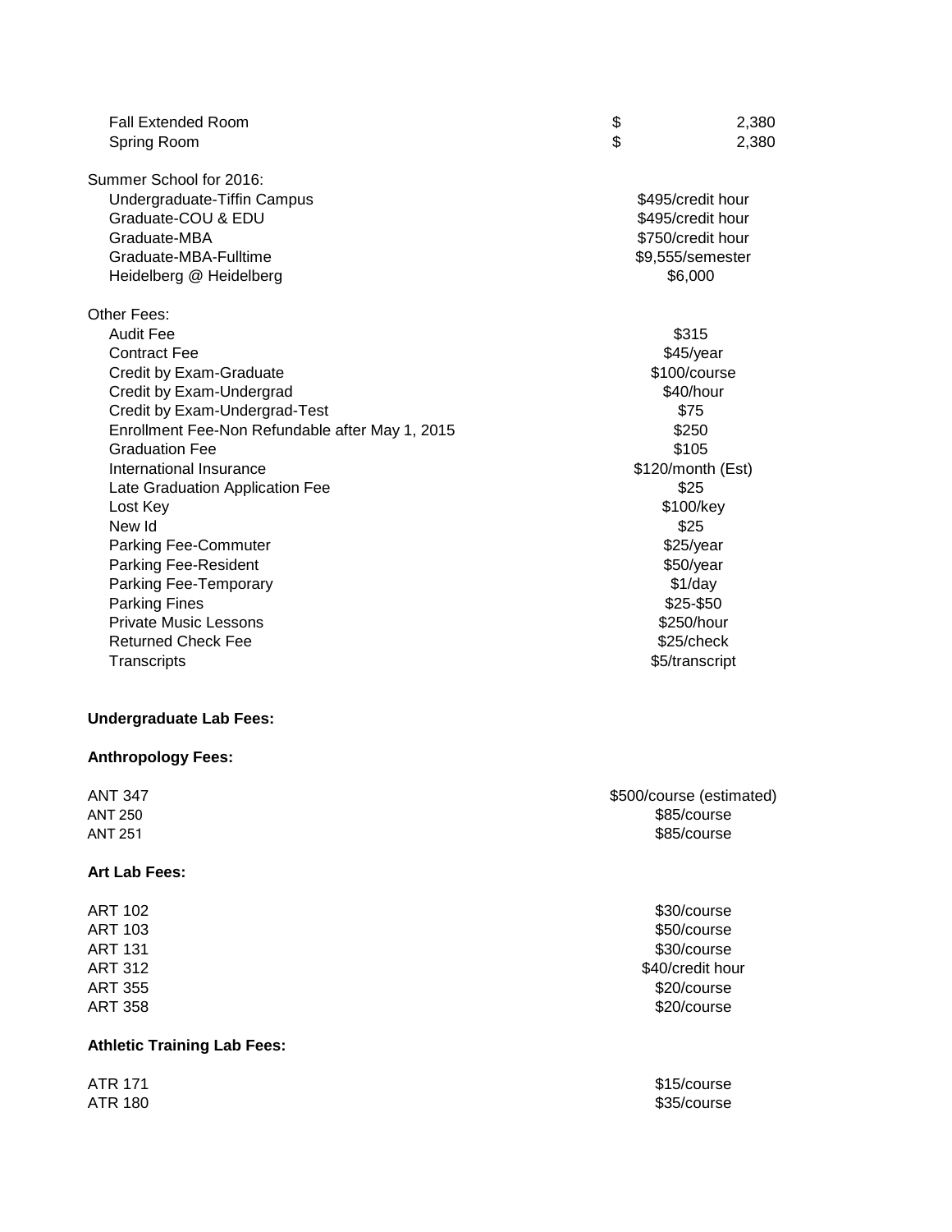| | |
|---|---|
| Fall Extended Room | $ 2,380 |
| Spring Room | $ 2,380 |

Summer School for 2016:

| | |
|---|---|
| Undergraduate-Tiffin Campus | $495/credit hour |
| Graduate-COU & EDU | $495/credit hour |
| Graduate-MBA | $750/credit hour |
| Graduate-MBA-Fulltime | $9,555/semester |
| Heidelberg @ Heidelberg | $6,000 |

Other Fees:

| | |
|---|---|
| Audit Fee | $315 |
| Contract Fee | $45/year |
| Credit by Exam-Graduate | $100/course |
| Credit by Exam-Undergrad | $40/hour |
| Credit by Exam-Undergrad-Test | $75 |
| Enrollment Fee-Non Refundable after May 1, 2015 | $250 |
| Graduation Fee | $105 |
| International Insurance | $120/month (Est) |
| Late Graduation Application Fee | $25 |
| Lost Key | $100/key |
| New Id | $25 |
| Parking Fee-Commuter | $25/year |
| Parking Fee-Resident | $50/year |
| Parking Fee-Temporary | $1/day |
| Parking Fines | $25-$50 |
| Private Music Lessons | $250/hour |
| Returned Check Fee | $25/check |
| Transcripts | $5/transcript |

**Undergraduate Lab Fees:**

**Anthropology Fees:**

| | |
|---|---|
| ANT 347 | $500/course (estimated) |
| ANT 250 | $85/course |
| ANT 251 | $85/course |

**Art Lab Fees:**

| | |
|---|---|
| ART 102 | $30/course |
| ART 103 | $50/course |
| ART 131 | $30/course |
| ART 312 | $40/credit hour |
| ART 355 | $20/course |
| ART 358 | $20/course |

**Athletic Training Lab Fees:**

| | |
|---|---|
| ATR 171 | $15/course |
| ATR 180 | $35/course |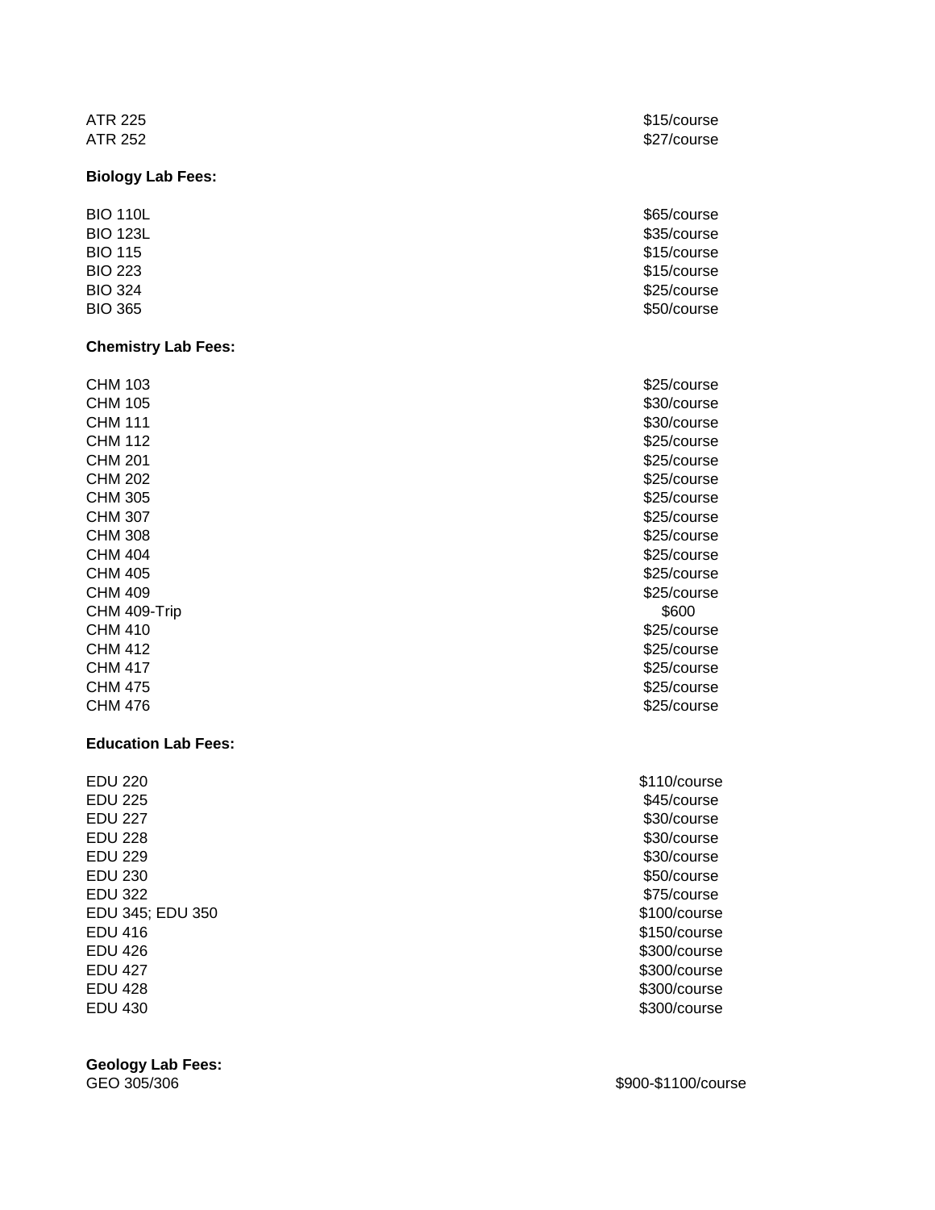| | |
|---|---|
| ATR 225 | $15/course |
| ATR 252 | $27/course |

**Biology Lab Fees:**

| | |
|---|---|
| BIO 110L | $65/course |
| BIO 123L | $35/course |
| BIO 115 | $15/course |
| BIO 223 | $15/course |
| BIO 324 | $25/course |
| BIO 365 | $50/course |

**Chemistry Lab Fees:**

| | |
|---|---|
| CHM 103 | $25/course |
| CHM 105 | $30/course |
| CHM 111 | $30/course |
| CHM 112 | $25/course |
| CHM 201 | $25/course |
| CHM 202 | $25/course |
| CHM 305 | $25/course |
| CHM 307 | $25/course |
| CHM 308 | $25/course |
| CHM 404 | $25/course |
| CHM 405 | $25/course |
| CHM 409 | $25/course |
| CHM 409-Trip | $600 |
| CHM 410 | $25/course |
| CHM 412 | $25/course |
| CHM 417 | $25/course |
| CHM 475 | $25/course |
| CHM 476 | $25/course |

**Education Lab Fees:**

| | |
|---|---|
| EDU 220 | $110/course |
| EDU 225 | $45/course |
| EDU 227 | $30/course |
| EDU 228 | $30/course |
| EDU 229 | $30/course |
| EDU 230 | $50/course |
| EDU 322 | $75/course |
| EDU 345; EDU 350 | $100/course |
| EDU 416 | $150/course |
| EDU 426 | $300/course |
| EDU 427 | $300/course |
| EDU 428 | $300/course |
| EDU 430 | $300/course |

**Geology Lab Fees:**

| | |
|---|---|
| GEO 305/306 | $900-$1100/course |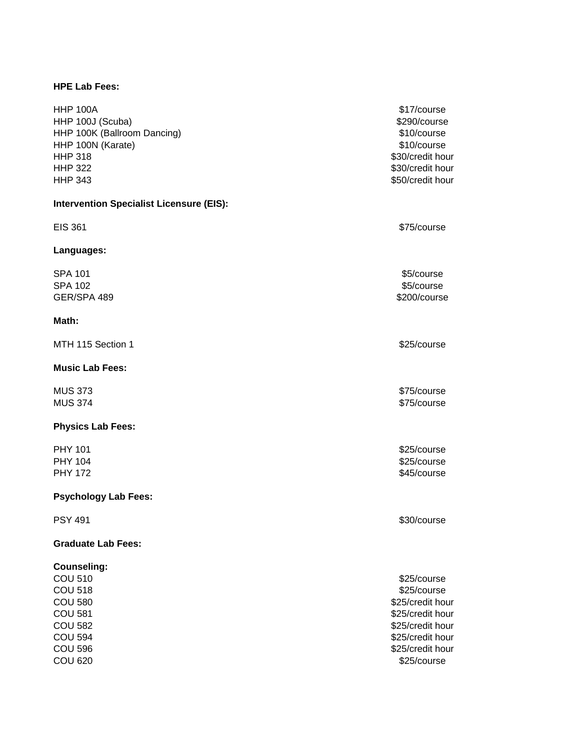**HPE Lab Fees:**

| | |
|---|---|
| HHP 100A | $17/course |
| HHP 100J (Scuba) | $290/course |
| HHP 100K (Ballroom Dancing) | $10/course |
| HHP 100N (Karate) | $10/course |
| HHP 318 | $30/credit hour |
| HHP 322 | $30/credit hour |
| HHP 343 | $50/credit hour |

**Intervention Specialist Licensure (EIS):**

| | |
|---|---|
| EIS 361 | $75/course |

**Languages:**

| | |
|---|---|
| SPA 101 | $5/course |
| SPA 102 | $5/course |
| GER/SPA 489 | $200/course |

**Math:**

| | |
|---|---|
| MTH 115 Section 1 | $25/course |

**Music Lab Fees:**

| | |
|---|---|
| MUS 373 | $75/course |
| MUS 374 | $75/course |

**Physics Lab Fees:**

| | |
|---|---|
| PHY 101 | $25/course |
| PHY 104 | $25/course |
| PHY 172 | $45/course |

**Psychology Lab Fees:**

| | |
|---|---|
| PSY 491 | $30/course |

**Graduate Lab Fees:**

**Counseling:**

| | |
|---|---|
| COU 510 | $25/course |
| COU 518 | $25/course |
| COU 580 | $25/credit hour |
| COU 581 | $25/credit hour |
| COU 582 | $25/credit hour |
| COU 594 | $25/credit hour |
| COU 596 | $25/credit hour |
| COU 620 | $25/course |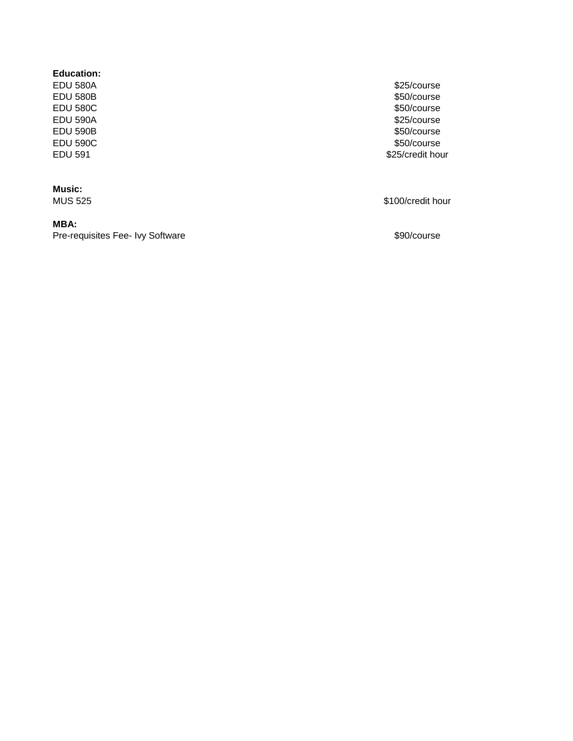**Education:**

| | |
|---|---|
| EDU 580A | $25/course |
| EDU 580B | $50/course |
| EDU 580C | $50/course |
| EDU 590A | $25/course |
| EDU 590B | $50/course |
| EDU 590C | $50/course |
| EDU 591 | $25/credit hour |

**Music:**

| | |
|---|---|
| MUS 525 | $100/credit hour |

**MBA:**

| | |
|---|---|
| Pre-requisites Fee- Ivy Software | $90/course |